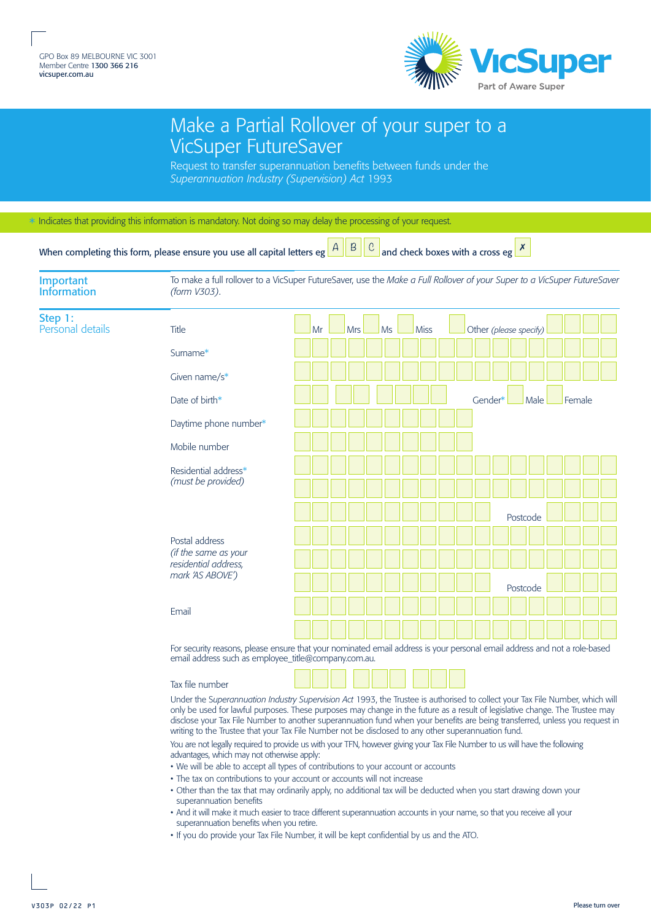GPO Box 89 MELBOURNE VIC 3001
Member Centre **1300 366 216**
**vicsuper.com.au**

VicSuper
Part of Aware Super

# Make a Partial Rollover of your super to a VicSuper FutureSaver

Request to transfer superannuation benefits between funds under the *Superannuation Industry (Supervision) Act* 1993

\* Indicates that providing this information is mandatory. Not doing so may delay the processing of your request.

When completing this form, please ensure you use all capital letters eg A B C and check boxes with a cross eg ✗

## Important Information

To make a full rollover to a VicSuper FutureSaver, use the *Make a Full Rollover of your Super to a VicSuper FutureSaver (form V303)*.

## Step 1: Personal details

Title: ☐ Mr ☐ Mrs ☐ Ms ☐ Miss ☐ Other *(please specify)* ____

Surname* ____

Given name/s* ____

Date of birth* ____ Gender* ☐ Male ☐ Female

Daytime phone number* ____

Mobile number ____

Residential address* *(must be provided)* ____ Postcode ____

Postal address *(if the same as your residential address, mark 'AS ABOVE')* ____ Postcode ____

Email ____

For security reasons, please ensure that your nominated email address is your personal email address and not a role-based email address such as employee_title@company.com.au.

Tax file number ____

Under the *Superannuation Industry Supervision Act* 1993, the Trustee is authorised to collect your Tax File Number, which will only be used for lawful purposes. These purposes may change in the future as a result of legislative change. The Trustee may disclose your Tax File Number to another superannuation fund when your benefits are being transferred, unless you request in writing to the Trustee that your Tax File Number not be disclosed to any other superannuation fund.

You are not legally required to provide us with your TFN, however giving your Tax File Number to us will have the following advantages, which may not otherwise apply:

- We will be able to accept all types of contributions to your account or accounts
- The tax on contributions to your account or accounts will not increase
- Other than the tax that may ordinarily apply, no additional tax will be deducted when you start drawing down your superannuation benefits
- And it will make it much easier to trace different superannuation accounts in your name, so that you receive all your superannuation benefits when you retire.
- If you do provide your Tax File Number, it will be kept confidential by us and the ATO.

V303P 02/22 P1

Please turn over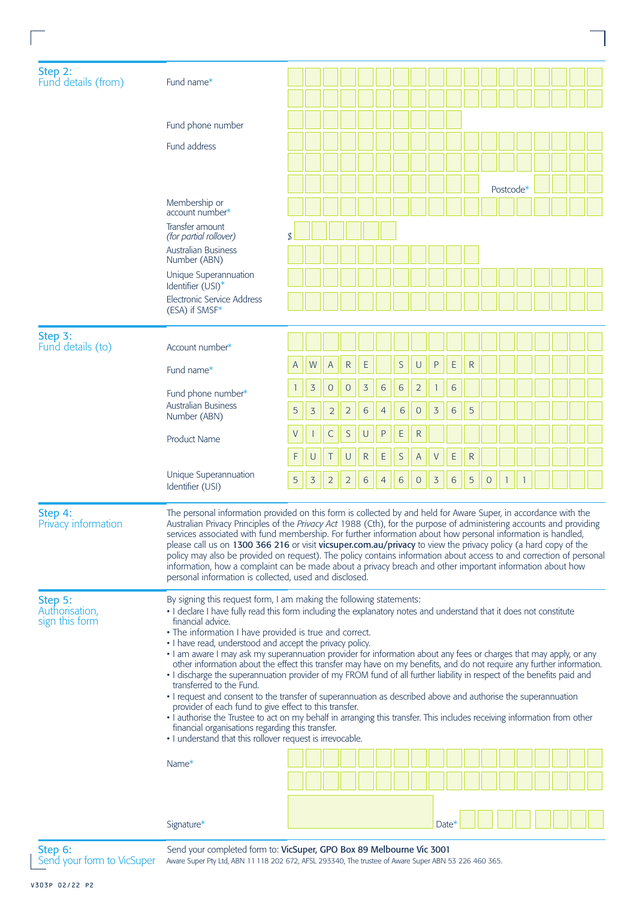## Step 2: Fund details (from)

| | |
|---|---|
| Fund name* | |
| Fund phone number | |
| Fund address | |
| | Postcode* |
| Membership or account number* | |
| Transfer amount *(for partial rollover)* | $ |
| Australian Business Number (ABN) | |
| Unique Superannuation Identifier (USI)* | |
| Electronic Service Address (ESA) if SMSF* | |

## Step 3: Fund details (to)

| | |
|---|---|
| Account number* | |
| Fund name* | AWARE SUPER |
| Fund phone number* | 1300366216 |
| Australian Business Number (ABN) | 53226460365 |
| Product Name | VICSUPER FUTURESAVER |
| Unique Superannuation Identifier (USI) | 53226460365011 |

## Step 4: Privacy information

The personal information provided on this form is collected by and held for Aware Super, in accordance with the Australian Privacy Principles of the *Privacy Act* 1988 (Cth), for the purpose of administering accounts and providing services associated with fund membership. For further information about how personal information is handled, please call us on **1300 366 216** or visit **vicsuper.com.au/privacy** to view the privacy policy (a hard copy of the policy may also be provided on request). The policy contains information about access to and correction of personal information, how a complaint can be made about a privacy breach and other important information about how personal information is collected, used and disclosed.

## Step 5: Authorisation, sign this form

By signing this request form, I am making the following statements:

- I declare I have fully read this form including the explanatory notes and understand that it does not constitute financial advice.
- The information I have provided is true and correct.
- I have read, understood and accept the privacy policy.
- I am aware I may ask my superannuation provider for information about any fees or charges that may apply, or any other information about the effect this transfer may have on my benefits, and do not require any further information.
- I discharge the superannuation provider of my FROM fund of all further liability in respect of the benefits paid and transferred to the Fund.
- I request and consent to the transfer of superannuation as described above and authorise the superannuation provider of each fund to give effect to this transfer.
- I authorise the Trustee to act on my behalf in arranging this transfer. This includes receiving information from other financial organisations regarding this transfer.
- I understand that this rollover request is irrevocable.

Name*

Signature*

Date*

## Step 6: Send your form to VicSuper

Send your completed form to: **VicSuper, GPO Box 89 Melbourne Vic 3001**

Aware Super Pty Ltd, ABN 11 118 202 672, AFSL 293340, The trustee of Aware Super ABN 53 226 460 365.

V303P 02/22 P2